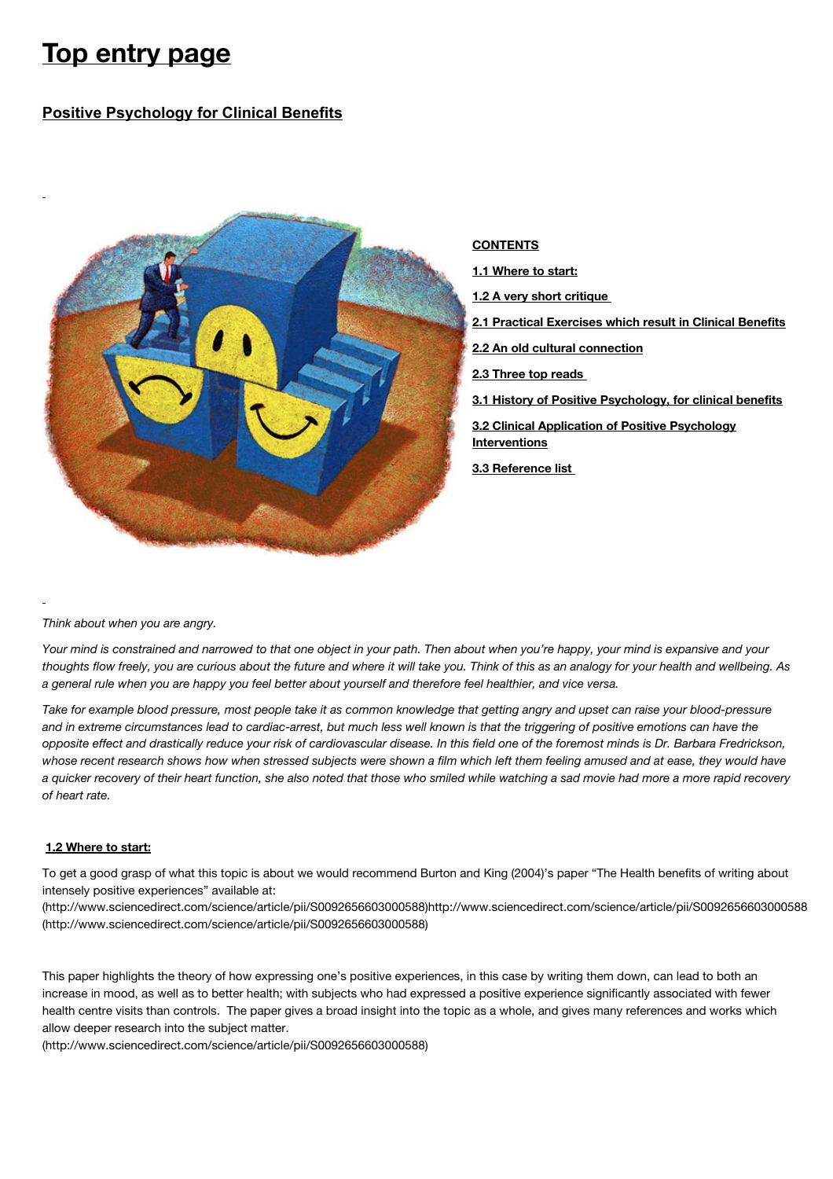# Top entry page

## Positive Psychology for Clinical Benefits

**CONTENTS**

**1.1 Where to start:**

**1.2 A very short critique**

**2.1 Practical Exercises which result in Clinical Benefits**

**2.2 An old cultural connection**

**2.3 Three top reads**

**3.1 History of Positive Psychology, for clinical benefits**

**3.2 Clinical Application of Positive Psychology Interventions**

**3.3 Reference list**

*Think about when you are angry.*

*Your mind is constrained and narrowed to that one object in your path. Then about when you're happy, your mind is expansive and your thoughts flow freely, you are curious about the future and where it will take you. Think of this as an analogy for your health and wellbeing. As a general rule when you are happy you feel better about yourself and therefore feel healthier, and vice versa.*

*Take for example blood pressure, most people take it as common knowledge that getting angry and upset can raise your blood-pressure and in extreme circumstances lead to cardiac-arrest, but much less well known is that the triggering of positive emotions can have the opposite effect and drastically reduce your risk of cardiovascular disease. In this field one of the foremost minds is Dr. Barbara Fredrickson, whose recent research shows how when stressed subjects were shown a film which left them feeling amused and at ease, they would have a quicker recovery of their heart function, she also noted that those who smiled while watching a sad movie had more a more rapid recovery of heart rate.*

### 1.2 Where to start:

To get a good grasp of what this topic is about we would recommend Burton and King (2004)'s paper "The Health benefits of writing about intensely positive experiences" available at: (http://www.sciencedirect.com/science/article/pii/S0092656603000588)http://www.sciencedirect.com/science/article/pii/S0092656603000588 (http://www.sciencedirect.com/science/article/pii/S0092656603000588)

This paper highlights the theory of how expressing one's positive experiences, in this case by writing them down, can lead to both an increase in mood, as well as to better health; with subjects who had expressed a positive experience significantly associated with fewer health centre visits than controls. The paper gives a broad insight into the topic as a whole, and gives many references and works which allow deeper research into the subject matter. (http://www.sciencedirect.com/science/article/pii/S0092656603000588)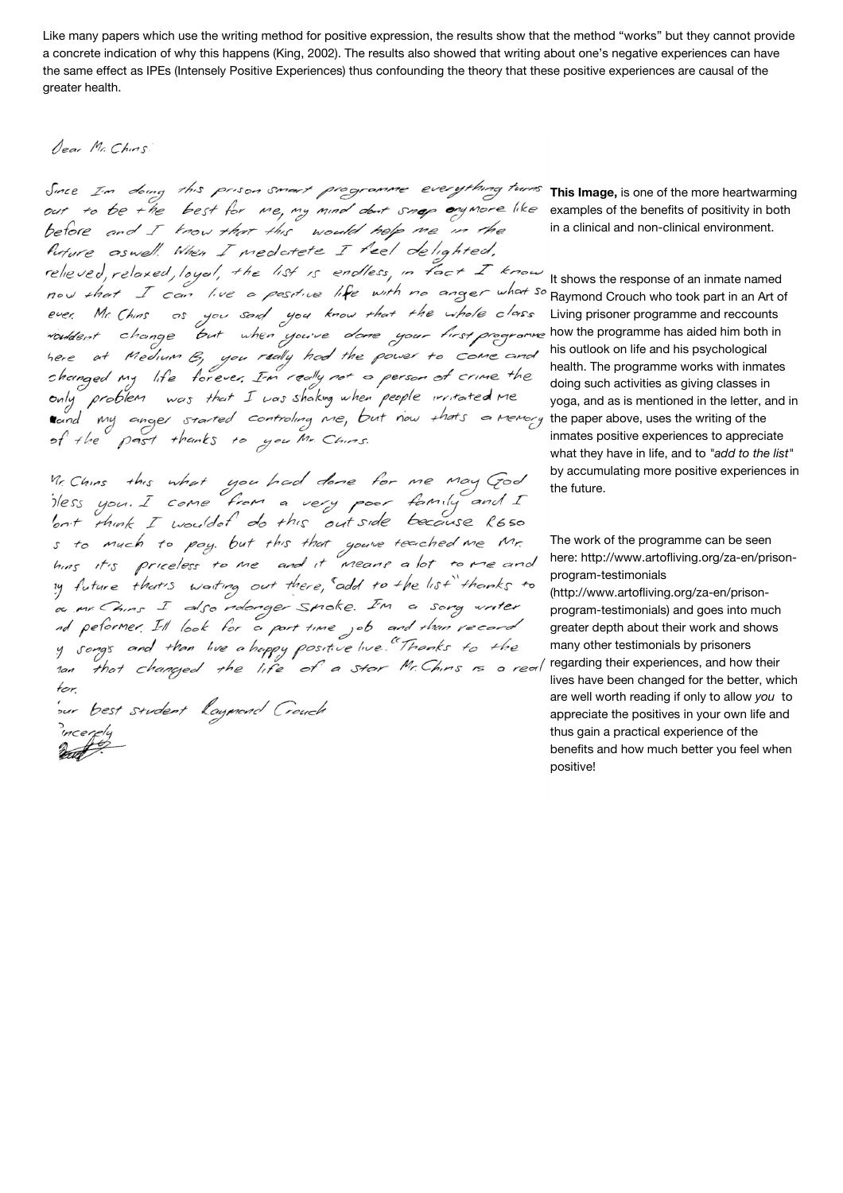Like many papers which use the writing method for positive expression, the results show that the method "works" but they cannot provide a concrete indication of why this happens (King, 2002). The results also showed that writing about one's negative experiences can have the same effect as IPEs (Intensely Positive Experiences) thus confounding the theory that these positive experiences are causal of the greater health.

Dear Mr. Chins

Since I'm doing this prison smart programme everything turns out to be the best for me, my mind don't snap anymore like before and I know that this would help me in the future aswell. When I medatete I feel delighted, relieved, relaxed, loyal, the list is endless, in fact I know now that I can live a positive life with no anger what so ever. Mr. Chins as you said you know that the whole class wouldn't change but when you've done your first programme here at Medium B, you really had the power to come and changed my life forever. I'm really not a person of crime the only problem was that I was shaking when people irritated me and my anger started controling me, but now thats a memory of the past thanks to you Mr. Chins.

Mr. Chins this what you had done for me may God bless you. I come from a very poor family and I don't think I wouldn't do this outside because R650 s to much to pay. but this that you've teached me Mr. Chins it's priceless to me and it means a lot to me and my future that's waiting out there, "add to the list" thanks to ou mr. Chins I also nolonger Smoke. I'm a song writer and peformer. I'll look for a part time job and than record my songs and than live a happy positive live. "Thanks to the man that changed the life of a star Mr. Chins is a real tor.

Your best student Raymond Crouch

Sincerely

**This Image,** is one of the more heartwarming examples of the benefits of positivity in both in a clinical and non-clinical environment.

It shows the response of an inmate named Raymond Crouch who took part in an Art of Living prisoner programme and reccounts how the programme has aided him both in his outlook on life and his psychological health. The programme works with inmates doing such activities as giving classes in yoga, and as is mentioned in the letter, and in the paper above, uses the writing of the inmates positive experiences to appreciate what they have in life, and to *"add to the list"* by accumulating more positive experiences in the future.

The work of the programme can be seen here: http://www.artofliving.org/za-en/prison-program-testimonials (http://www.artofliving.org/za-en/prison-program-testimonials) and goes into much greater depth about their work and shows many other testimonials by prisoners regarding their experiences, and how their lives have been changed for the better, which are well worth reading if only to allow *you* to appreciate the positives in your own life and thus gain a practical experience of the benefits and how much better you feel when positive!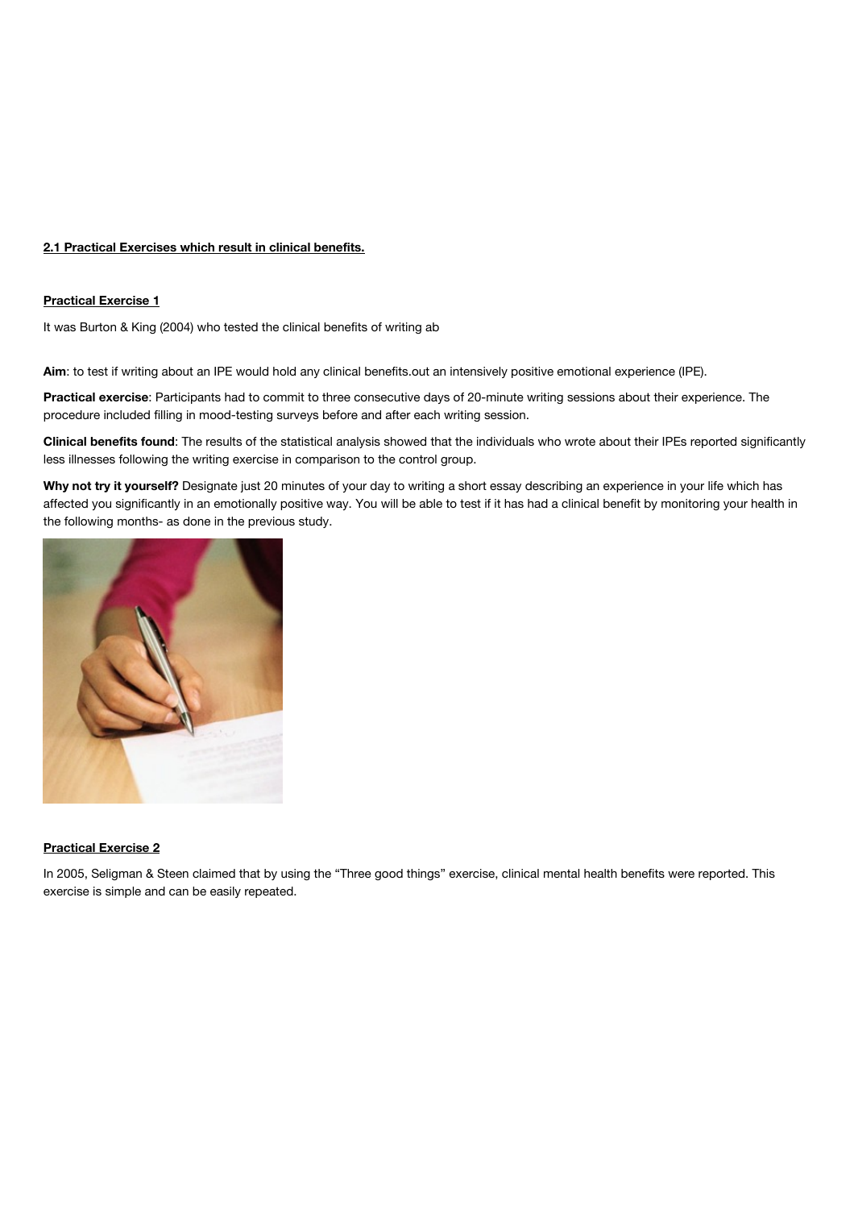**2.1 Practical Exercises which result in clinical benefits.**

**Practical Exercise 1**

It was Burton & King (2004) who tested the clinical benefits of writing ab

**Aim**: to test if writing about an IPE would hold any clinical benefits.out an intensively positive emotional experience (IPE).

**Practical exercise**: Participants had to commit to three consecutive days of 20-minute writing sessions about their experience. The procedure included filling in mood-testing surveys before and after each writing session.

**Clinical benefits found**: The results of the statistical analysis showed that the individuals who wrote about their IPEs reported significantly less illnesses following the writing exercise in comparison to the control group.

**Why not try it yourself?** Designate just 20 minutes of your day to writing a short essay describing an experience in your life which has affected you significantly in an emotionally positive way. You will be able to test if it has had a clinical benefit by monitoring your health in the following months- as done in the previous study.

**Practical Exercise 2**

In 2005, Seligman & Steen claimed that by using the "Three good things" exercise, clinical mental health benefits were reported. This exercise is simple and can be easily repeated.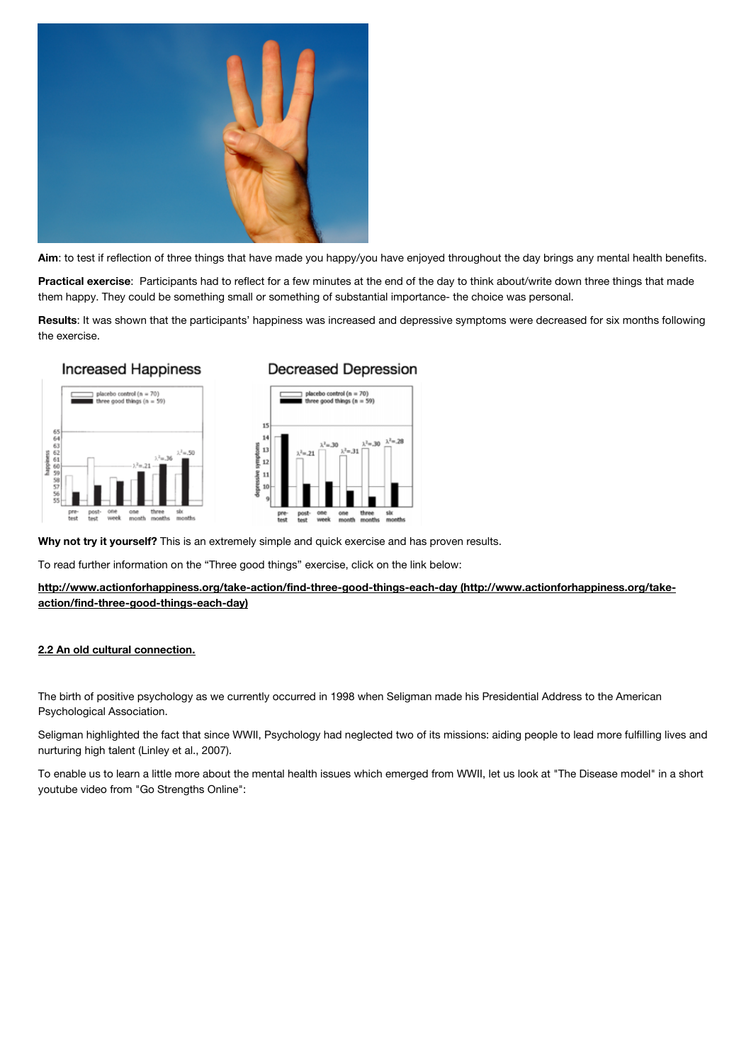**Aim**: to test if reflection of three things that have made you happy/you have enjoyed throughout the day brings any mental health benefits.

**Practical exercise**: Participants had to reflect for a few minutes at the end of the day to think about/write down three things that made them happy. They could be something small or something of substantial importance- the choice was personal.

**Results**: It was shown that the participants' happiness was increased and depressive symptoms were decreased for six months following the exercise.

**Why not try it yourself?** This is an extremely simple and quick exercise and has proven results.

To read further information on the "Three good things" exercise, click on the link below:

**http://www.actionforhappiness.org/take-action/find-three-good-things-each-day (http://www.actionforhappiness.org/take-action/find-three-good-things-each-day)**

## 2.2 An old cultural connection.

The birth of positive psychology as we currently occurred in 1998 when Seligman made his Presidential Address to the American Psychological Association.

Seligman highlighted the fact that since WWII, Psychology had neglected two of its missions: aiding people to lead more fulfilling lives and nurturing high talent (Linley et al., 2007).

To enable us to learn a little more about the mental health issues which emerged from WWII, let us look at "The Disease model" in a short youtube video from "Go Strengths Online":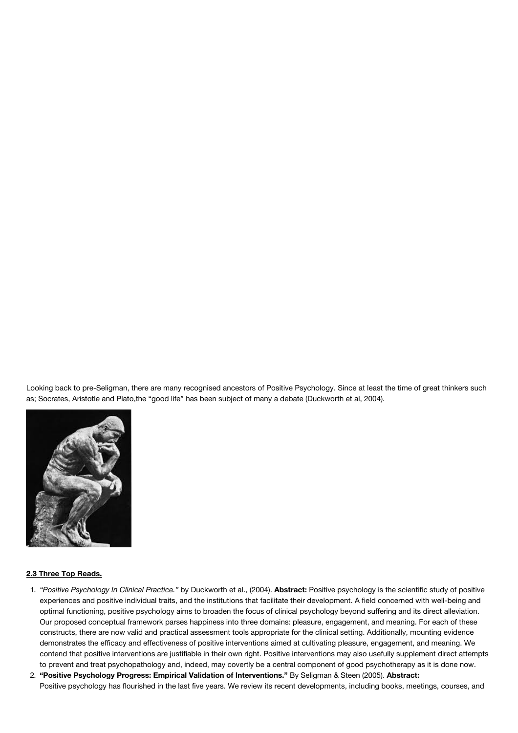Looking back to pre-Seligman, there are many recognised ancestors of Positive Psychology. Since at least the time of great thinkers such as; Socrates, Aristotle and Plato,the "good life" has been subject of many a debate (Duckworth et al, 2004).

**2.3 Three Top Reads.**

1. *"Positive Psychology In Clinical Practice."* by Duckworth et al., (2004). **Abstract:** Positive psychology is the scientific study of positive experiences and positive individual traits, and the institutions that facilitate their development. A field concerned with well-being and optimal functioning, positive psychology aims to broaden the focus of clinical psychology beyond suffering and its direct alleviation. Our proposed conceptual framework parses happiness into three domains: pleasure, engagement, and meaning. For each of these constructs, there are now valid and practical assessment tools appropriate for the clinical setting. Additionally, mounting evidence demonstrates the efficacy and effectiveness of positive interventions aimed at cultivating pleasure, engagement, and meaning. We contend that positive interventions are justifiable in their own right. Positive interventions may also usefully supplement direct attempts to prevent and treat psychopathology and, indeed, may covertly be a central component of good psychotherapy as it is done now.
2. **"Positive Psychology Progress: Empirical Validation of Interventions."** By Seligman & Steen (2005). **Abstract:**
   Positive psychology has flourished in the last five years. We review its recent developments, including books, meetings, courses, and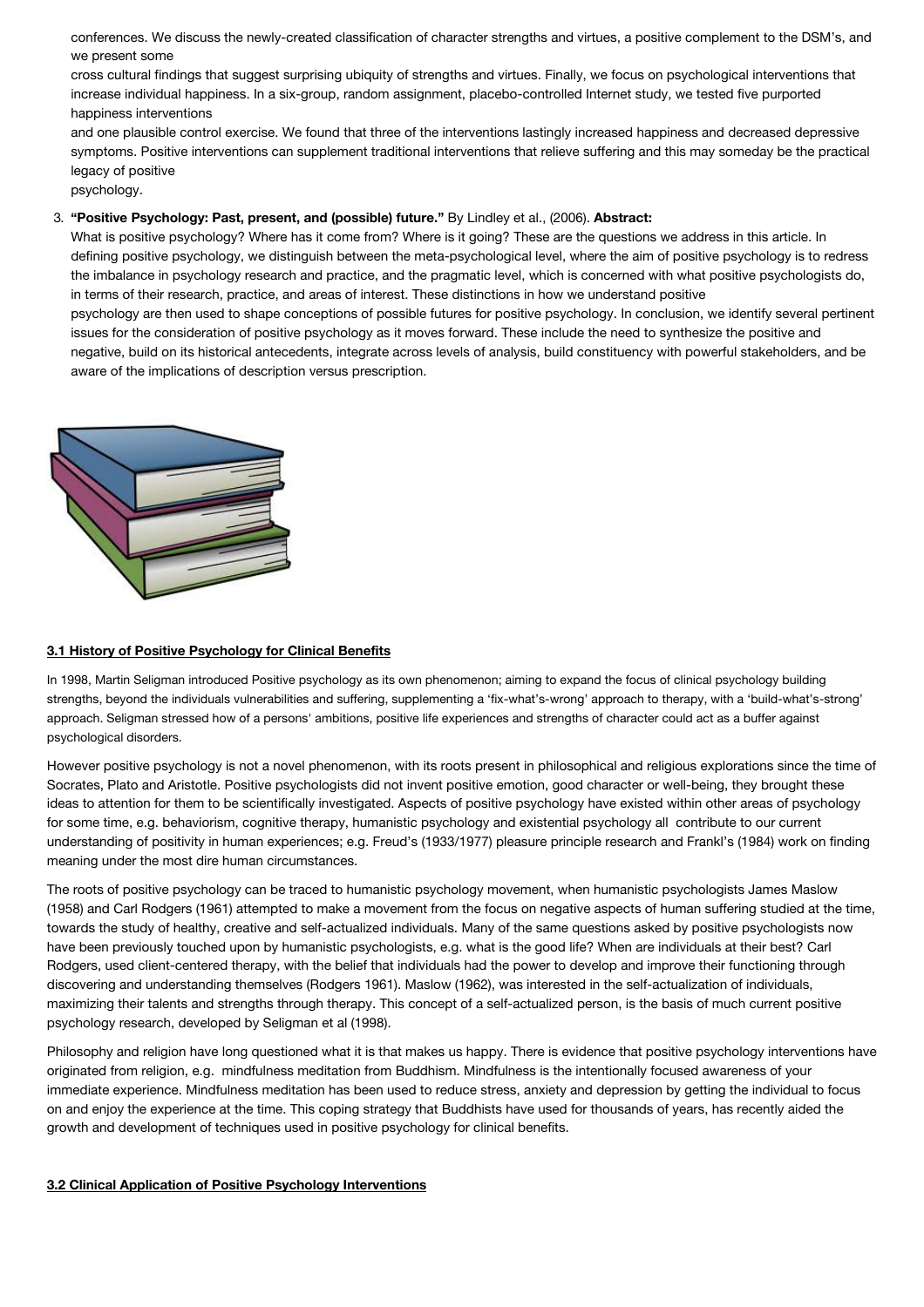conferences. We discuss the newly-created classification of character strengths and virtues, a positive complement to the DSM's, and we present some cross cultural findings that suggest surprising ubiquity of strengths and virtues. Finally, we focus on psychological interventions that increase individual happiness. In a six-group, random assignment, placebo-controlled Internet study, we tested five purported happiness interventions and one plausible control exercise. We found that three of the interventions lastingly increased happiness and decreased depressive symptoms. Positive interventions can supplement traditional interventions that relieve suffering and this may someday be the practical legacy of positive psychology.

3. **"Positive Psychology: Past, present, and (possible) future."** By Lindley et al., (2006). **Abstract:**
What is positive psychology? Where has it come from? Where is it going? These are the questions we address in this article. In defining positive psychology, we distinguish between the meta-psychological level, where the aim of positive psychology is to redress the imbalance in psychology research and practice, and the pragmatic level, which is concerned with what positive psychologists do, in terms of their research, practice, and areas of interest. These distinctions in how we understand positive psychology are then used to shape conceptions of possible futures for positive psychology. In conclusion, we identify several pertinent issues for the consideration of positive psychology as it moves forward. These include the need to synthesize the positive and negative, build on its historical antecedents, integrate across levels of analysis, build constituency with powerful stakeholders, and be aware of the implications of description versus prescription.

## 3.1 History of Positive Psychology for Clinical Benefits

In 1998, Martin Seligman introduced Positive psychology as its own phenomenon; aiming to expand the focus of clinical psychology building strengths, beyond the individuals vulnerabilities and suffering, supplementing a 'fix-what's-wrong' approach to therapy, with a 'build-what's-strong' approach. Seligman stressed how of a persons' ambitions, positive life experiences and strengths of character could act as a buffer against psychological disorders.

However positive psychology is not a novel phenomenon, with its roots present in philosophical and religious explorations since the time of Socrates, Plato and Aristotle. Positive psychologists did not invent positive emotion, good character or well-being, they brought these ideas to attention for them to be scientifically investigated. Aspects of positive psychology have existed within other areas of psychology for some time, e.g. behaviorism, cognitive therapy, humanistic psychology and existential psychology all contribute to our current understanding of positivity in human experiences; e.g. Freud's (1933/1977) pleasure principle research and Frankl's (1984) work on finding meaning under the most dire human circumstances.

The roots of positive psychology can be traced to humanistic psychology movement, when humanistic psychologists James Maslow (1958) and Carl Rodgers (1961) attempted to make a movement from the focus on negative aspects of human suffering studied at the time, towards the study of healthy, creative and self-actualized individuals. Many of the same questions asked by positive psychologists now have been previously touched upon by humanistic psychologists, e.g. what is the good life? When are individuals at their best? Carl Rodgers, used client-centered therapy, with the belief that individuals had the power to develop and improve their functioning through discovering and understanding themselves (Rodgers 1961). Maslow (1962), was interested in the self-actualization of individuals, maximizing their talents and strengths through therapy. This concept of a self-actualized person, is the basis of much current positive psychology research, developed by Seligman et al (1998).

Philosophy and religion have long questioned what it is that makes us happy. There is evidence that positive psychology interventions have originated from religion, e.g. mindfulness meditation from Buddhism. Mindfulness is the intentionally focused awareness of your immediate experience. Mindfulness meditation has been used to reduce stress, anxiety and depression by getting the individual to focus on and enjoy the experience at the time. This coping strategy that Buddhists have used for thousands of years, has recently aided the growth and development of techniques used in positive psychology for clinical benefits.

## 3.2 Clinical Application of Positive Psychology Interventions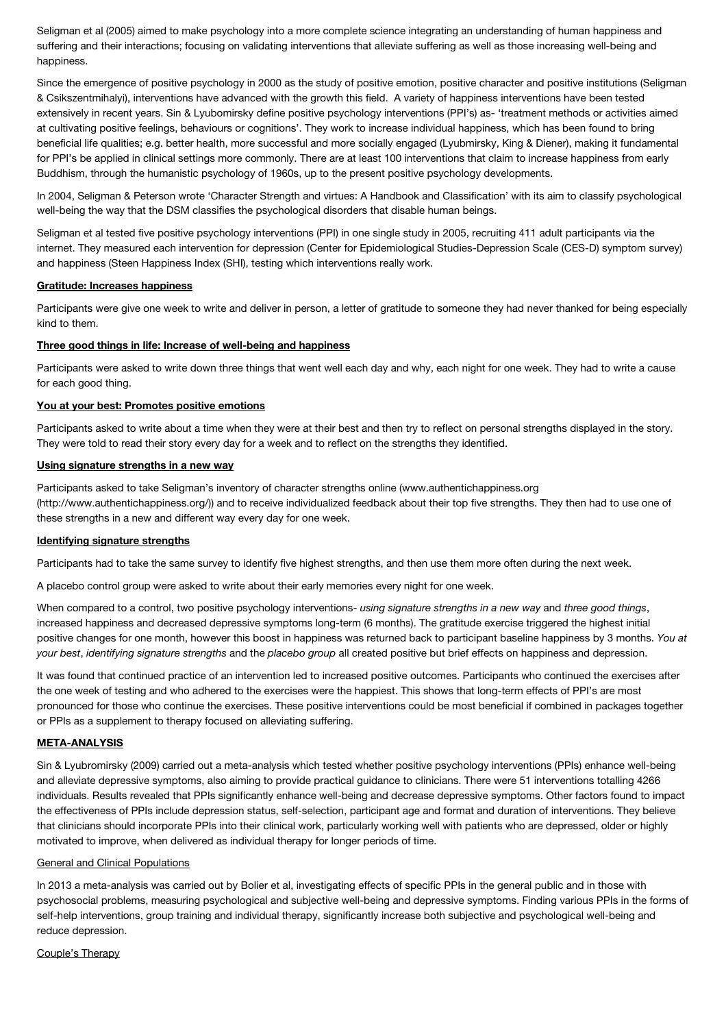Seligman et al (2005) aimed to make psychology into a more complete science integrating an understanding of human happiness and suffering and their interactions; focusing on validating interventions that alleviate suffering as well as those increasing well-being and happiness.

Since the emergence of positive psychology in 2000 as the study of positive emotion, positive character and positive institutions (Seligman & Csikszentmihalyi), interventions have advanced with the growth this field. A variety of happiness interventions have been tested extensively in recent years. Sin & Lyubomirsky define positive psychology interventions (PPI's) as- 'treatment methods or activities aimed at cultivating positive feelings, behaviours or cognitions'. They work to increase individual happiness, which has been found to bring beneficial life qualities; e.g. better health, more successful and more socially engaged (Lyubmirsky, King & Diener), making it fundamental for PPI's be applied in clinical settings more commonly. There are at least 100 interventions that claim to increase happiness from early Buddhism, through the humanistic psychology of 1960s, up to the present positive psychology developments.

In 2004, Seligman & Peterson wrote 'Character Strength and virtues: A Handbook and Classification' with its aim to classify psychological well-being the way that the DSM classifies the psychological disorders that disable human beings.

Seligman et al tested five positive psychology interventions (PPI) in one single study in 2005, recruiting 411 adult participants via the internet. They measured each intervention for depression (Center for Epidemiological Studies-Depression Scale (CES-D) symptom survey) and happiness (Steen Happiness Index (SHI), testing which interventions really work.

**Gratitude: Increases happiness**

Participants were give one week to write and deliver in person, a letter of gratitude to someone they had never thanked for being especially kind to them.

**Three good things in life: Increase of well-being and happiness**

Participants were asked to write down three things that went well each day and why, each night for one week. They had to write a cause for each good thing.

**You at your best: Promotes positive emotions**

Participants asked to write about a time when they were at their best and then try to reflect on personal strengths displayed in the story. They were told to read their story every day for a week and to reflect on the strengths they identified.

**Using signature strengths in a new way**

Participants asked to take Seligman's inventory of character strengths online (www.authentichappiness.org (http://www.authentichappiness.org/)) and to receive individualized feedback about their top five strengths. They then had to use one of these strengths in a new and different way every day for one week.

**Identifying signature strengths**

Participants had to take the same survey to identify five highest strengths, and then use them more often during the next week.

A placebo control group were asked to write about their early memories every night for one week.

When compared to a control, two positive psychology interventions- *using signature strengths in a new way* and *three good things*, increased happiness and decreased depressive symptoms long-term (6 months). The gratitude exercise triggered the highest initial positive changes for one month, however this boost in happiness was returned back to participant baseline happiness by 3 months. *You at your best*, *identifying signature strengths* and the *placebo group* all created positive but brief effects on happiness and depression.

It was found that continued practice of an intervention led to increased positive outcomes. Participants who continued the exercises after the one week of testing and who adhered to the exercises were the happiest. This shows that long-term effects of PPI's are most pronounced for those who continue the exercises. These positive interventions could be most beneficial if combined in packages together or PPIs as a supplement to therapy focused on alleviating suffering.

**META-ANALYSIS**

Sin & Lyubromirsky (2009) carried out a meta-analysis which tested whether positive psychology interventions (PPIs) enhance well-being and alleviate depressive symptoms, also aiming to provide practical guidance to clinicians. There were 51 interventions totalling 4266 individuals. Results revealed that PPIs significantly enhance well-being and decrease depressive symptoms. Other factors found to impact the effectiveness of PPIs include depression status, self-selection, participant age and format and duration of interventions. They believe that clinicians should incorporate PPIs into their clinical work, particularly working well with patients who are depressed, older or highly motivated to improve, when delivered as individual therapy for longer periods of time.

General and Clinical Populations

In 2013 a meta-analysis was carried out by Bolier et al, investigating effects of specific PPIs in the general public and in those with psychosocial problems, measuring psychological and subjective well-being and depressive symptoms. Finding various PPIs in the forms of self-help interventions, group training and individual therapy, significantly increase both subjective and psychological well-being and reduce depression.

Couple's Therapy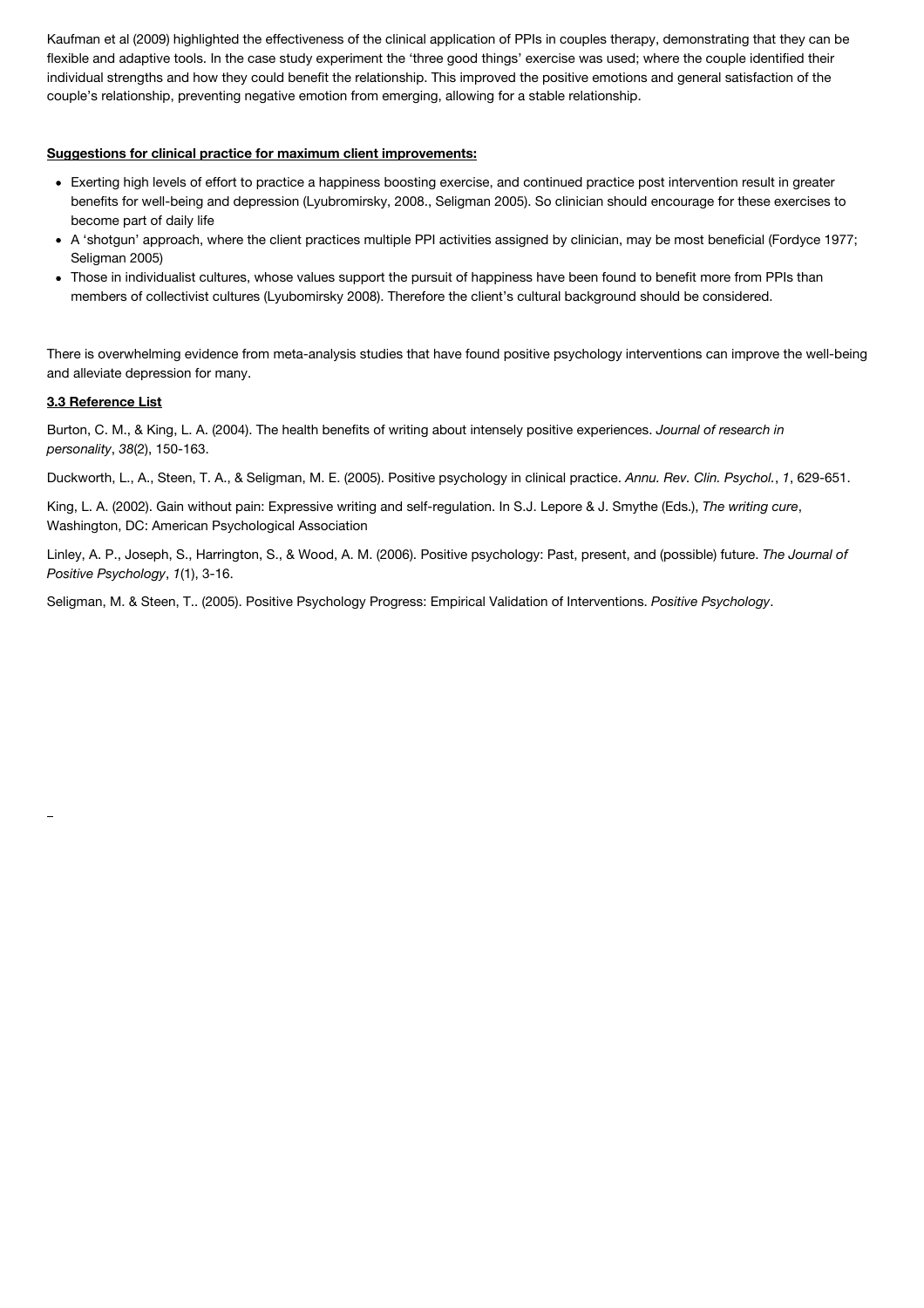Kaufman et al (2009) highlighted the effectiveness of the clinical application of PPIs in couples therapy, demonstrating that they can be flexible and adaptive tools. In the case study experiment the 'three good things' exercise was used; where the couple identified their individual strengths and how they could benefit the relationship. This improved the positive emotions and general satisfaction of the couple's relationship, preventing negative emotion from emerging, allowing for a stable relationship.

**Suggestions for clinical practice for maximum client improvements:**

- Exerting high levels of effort to practice a happiness boosting exercise, and continued practice post intervention result in greater benefits for well-being and depression (Lyubromirsky, 2008., Seligman 2005). So clinician should encourage for these exercises to become part of daily life
- A 'shotgun' approach, where the client practices multiple PPI activities assigned by clinician, may be most beneficial (Fordyce 1977; Seligman 2005)
- Those in individualist cultures, whose values support the pursuit of happiness have been found to benefit more from PPIs than members of collectivist cultures (Lyubomirsky 2008). Therefore the client's cultural background should be considered.

There is overwhelming evidence from meta-analysis studies that have found positive psychology interventions can improve the well-being and alleviate depression for many.

**3.3 Reference List**

Burton, C. M., & King, L. A. (2004). The health benefits of writing about intensely positive experiences. *Journal of research in personality*, *38*(2), 150-163.

Duckworth, L., A., Steen, T. A., & Seligman, M. E. (2005). Positive psychology in clinical practice. *Annu. Rev. Clin. Psychol.*, *1*, 629-651.

King, L. A. (2002). Gain without pain: Expressive writing and self-regulation. In S.J. Lepore & J. Smythe (Eds.), *The writing cure*, Washington, DC: American Psychological Association

Linley, A. P., Joseph, S., Harrington, S., & Wood, A. M. (2006). Positive psychology: Past, present, and (possible) future. *The Journal of Positive Psychology*, *1*(1), 3-16.

Seligman, M. & Steen, T.. (2005). Positive Psychology Progress: Empirical Validation of Interventions. *Positive Psychology*.